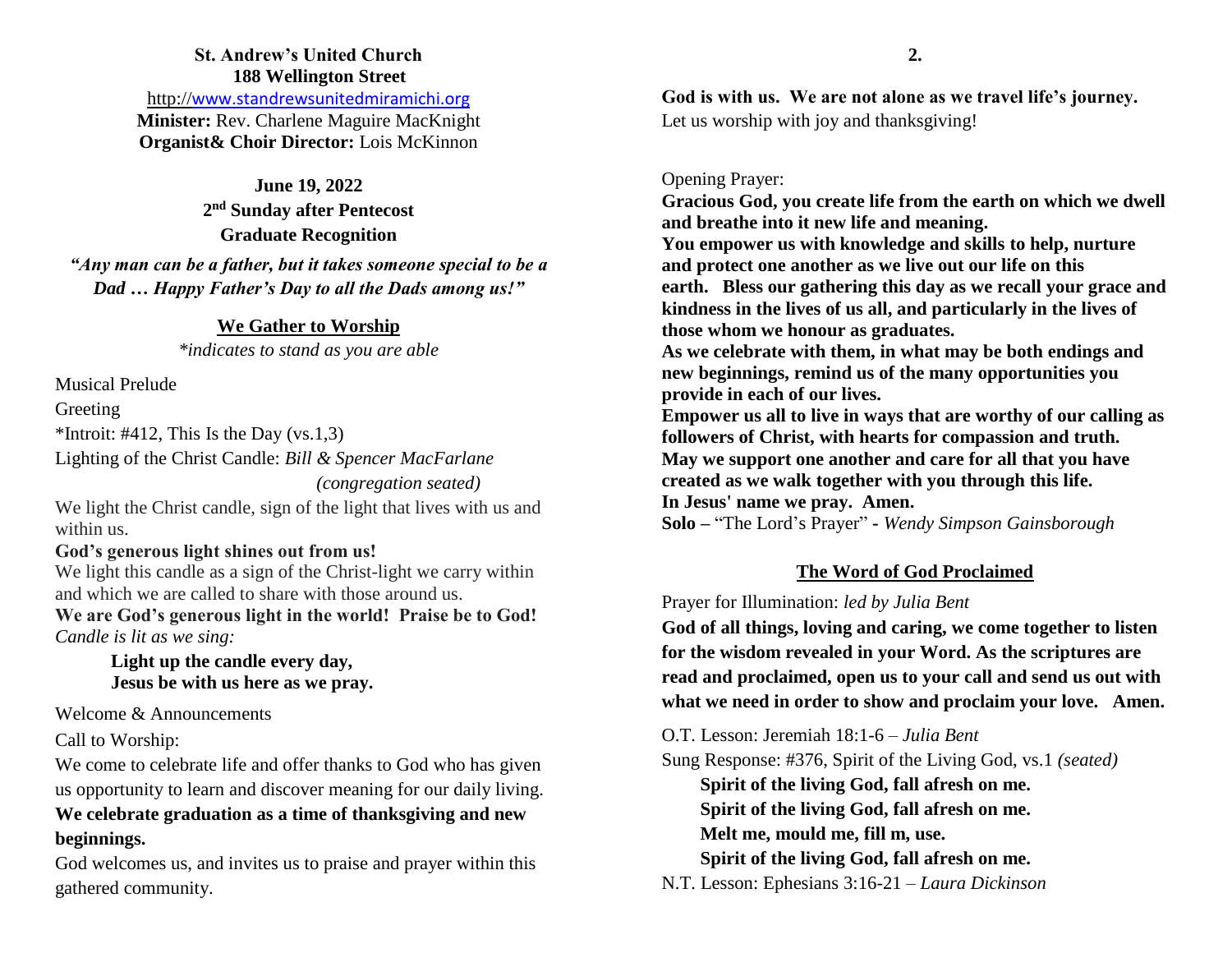**St. Andrew's United Church**
**188 Wellington Street**
http://www.standrewsunitedmiramichi.org
**Minister:** Rev. Charlene Maguire MacKnight
**Organist& Choir Director:** Lois McKinnon

**June 19, 2022**
**2nd Sunday after Pentecost**
**Graduate Recognition**

***"Any man can be a father, but it takes someone special to be a Dad … Happy Father's Day to all the Dads among us!"***

## We Gather to Worship

*\*indicates to stand as you are able*

Musical Prelude

Greeting

*Introit: #412, This Is the Day (vs.1,3)

Lighting of the Christ Candle: *Bill & Spencer MacFarlane (congregation seated)*

We light the Christ candle, sign of the light that lives with us and within us.

**God's generous light shines out from us!**

We light this candle as a sign of the Christ-light we carry within and which we are called to share with those around us.

**We are God's generous light in the world! Praise be to God!**

*Candle is lit as we sing:*

**Light up the candle every day,**
**Jesus be with us here as we pray.**

Welcome & Announcements

Call to Worship:

We come to celebrate life and offer thanks to God who has given us opportunity to learn and discover meaning for our daily living.

**We celebrate graduation as a time of thanksgiving and new beginnings.**

God welcomes us, and invites us to praise and prayer within this gathered community.

**God is with us. We are not alone as we travel life's journey.**

Let us worship with joy and thanksgiving!

Opening Prayer:

**Gracious God, you create life from the earth on which we dwell and breathe into it new life and meaning.**
**You empower us with knowledge and skills to help, nurture and protect one another as we live out our life on this earth. Bless our gathering this day as we recall your grace and kindness in the lives of us all, and particularly in the lives of those whom we honour as graduates.**
**As we celebrate with them, in what may be both endings and new beginnings, remind us of the many opportunities you provide in each of our lives.**
**Empower us all to live in ways that are worthy of our calling as followers of Christ, with hearts for compassion and truth.**
**May we support one another and care for all that you have created as we walk together with you through this life.**
**In Jesus' name we pray. Amen.**

**Solo –** "The Lord's Prayer" - *Wendy Simpson Gainsborough*

## The Word of God Proclaimed

Prayer for Illumination: *led by Julia Bent*

**God of all things, loving and caring, we come together to listen for the wisdom revealed in your Word. As the scriptures are read and proclaimed, open us to your call and send us out with what we need in order to show and proclaim your love. Amen.**

O.T. Lesson: Jeremiah 18:1-6 – *Julia Bent*

Sung Response: #376, Spirit of the Living God, vs.1 *(seated)*

**Spirit of the living God, fall afresh on me.**
**Spirit of the living God, fall afresh on me.**
**Melt me, mould me, fill m, use.**
**Spirit of the living God, fall afresh on me.**

N.T. Lesson: Ephesians 3:16-21 – *Laura Dickinson*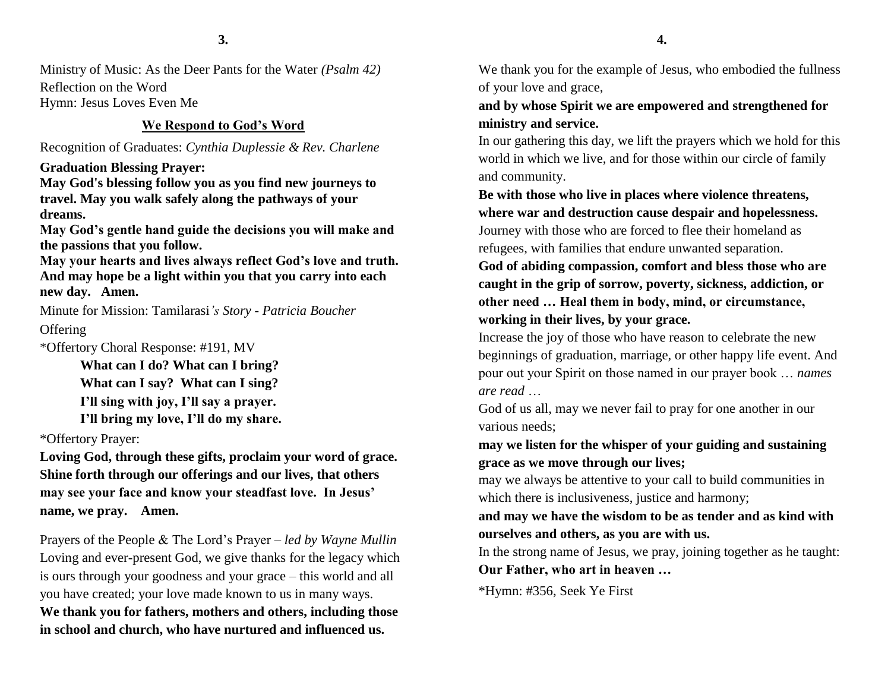Ministry of Music: As the Deer Pants for the Water *(Psalm 42)*
Reflection on the Word
Hymn: Jesus Loves Even Me

## We Respond to God's Word

Recognition of Graduates: *Cynthia Duplessie & Rev. Charlene*

**Graduation Blessing Prayer:**
**May God's blessing follow you as you find new journeys to travel. May you walk safely along the pathways of your dreams.**
**May God's gentle hand guide the decisions you will make and the passions that you follow.**
**May your hearts and lives always reflect God's love and truth. And may hope be a light within you that you carry into each new day. Amen.**

Minute for Mission: Tamilarasi*'s Story - Patricia Boucher*

Offering

*Offertory Choral Response: #191, MV

> **What can I do? What can I bring?**
> **What can I say? What can I sing?**
> **I'll sing with joy, I'll say a prayer.**
> **I'll bring my love, I'll do my share.**

*Offertory Prayer:

**Loving God, through these gifts, proclaim your word of grace. Shine forth through our offerings and our lives, that others may see your face and know your steadfast love. In Jesus' name, we pray. Amen.**

Prayers of the People & The Lord's Prayer – *led by Wayne Mullin*
Loving and ever-present God, we give thanks for the legacy which is ours through your goodness and your grace – this world and all you have created; your love made known to us in many ways.
**We thank you for fathers, mothers and others, including those in school and church, who have nurtured and influenced us.**
We thank you for the example of Jesus, who embodied the fullness of your love and grace,
**and by whose Spirit we are empowered and strengthened for ministry and service.**
In our gathering this day, we lift the prayers which we hold for this world in which we live, and for those within our circle of family and community.
**Be with those who live in places where violence threatens, where war and destruction cause despair and hopelessness.**
Journey with those who are forced to flee their homeland as refugees, with families that endure unwanted separation.
**God of abiding compassion, comfort and bless those who are caught in the grip of sorrow, poverty, sickness, addiction, or other need … Heal them in body, mind, or circumstance, working in their lives, by your grace.**
Increase the joy of those who have reason to celebrate the new beginnings of graduation, marriage, or other happy life event. And pour out your Spirit on those named in our prayer book … *names are read* …
God of us all, may we never fail to pray for one another in our various needs;
**may we listen for the whisper of your guiding and sustaining grace as we move through our lives;**
may we always be attentive to your call to build communities in which there is inclusiveness, justice and harmony;
**and may we have the wisdom to be as tender and as kind with ourselves and others, as you are with us.**
In the strong name of Jesus, we pray, joining together as he taught:
**Our Father, who art in heaven …**

*Hymn: #356, Seek Ye First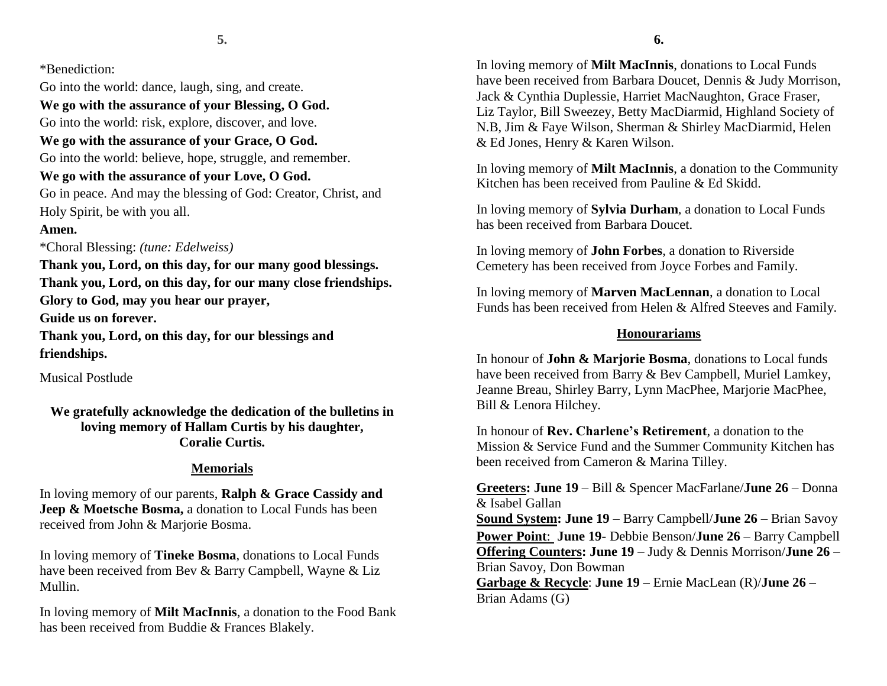*Benediction:

Go into the world: dance, laugh, sing, and create.

**We go with the assurance of your Blessing, O God.**

Go into the world: risk, explore, discover, and love.

**We go with the assurance of your Grace, O God.**

Go into the world: believe, hope, struggle, and remember.

**We go with the assurance of your Love, O God.**

Go in peace. And may the blessing of God: Creator, Christ, and Holy Spirit, be with you all.

**Amen.**

*Choral Blessing: *(tune: Edelweiss)*

**Thank you, Lord, on this day, for our many good blessings.**
**Thank you, Lord, on this day, for our many close friendships.**
**Glory to God, may you hear our prayer,**
**Guide us on forever.**
**Thank you, Lord, on this day, for our blessings and friendships.**

Musical Postlude

**We gratefully acknowledge the dedication of the bulletins in loving memory of Hallam Curtis by his daughter, Coralie Curtis.**

## Memorials

In loving memory of our parents, **Ralph & Grace Cassidy and Jeep & Moetsche Bosma,** a donation to Local Funds has been received from John & Marjorie Bosma.

In loving memory of **Tineke Bosma**, donations to Local Funds have been received from Bev & Barry Campbell, Wayne & Liz Mullin.

In loving memory of **Milt MacInnis**, a donation to the Food Bank has been received from Buddie & Frances Blakely.

In loving memory of **Milt MacInnis**, donations to Local Funds have been received from Barbara Doucet, Dennis & Judy Morrison, Jack & Cynthia Duplessie, Harriet MacNaughton, Grace Fraser, Liz Taylor, Bill Sweezey, Betty MacDiarmid, Highland Society of N.B, Jim & Faye Wilson, Sherman & Shirley MacDiarmid, Helen & Ed Jones, Henry & Karen Wilson.

In loving memory of **Milt MacInnis**, a donation to the Community Kitchen has been received from Pauline & Ed Skidd.

In loving memory of **Sylvia Durham**, a donation to Local Funds has been received from Barbara Doucet.

In loving memory of **John Forbes**, a donation to Riverside Cemetery has been received from Joyce Forbes and Family.

In loving memory of **Marven MacLennan**, a donation to Local Funds has been received from Helen & Alfred Steeves and Family.

## Honourariams

In honour of **John & Marjorie Bosma**, donations to Local funds have been received from Barry & Bev Campbell, Muriel Lamkey, Jeanne Breau, Shirley Barry, Lynn MacPhee, Marjorie MacPhee, Bill & Lenora Hilchey.

In honour of **Rev. Charlene's Retirement**, a donation to the Mission & Service Fund and the Summer Community Kitchen has been received from Cameron & Marina Tilley.

**Greeters: June 19** – Bill & Spencer MacFarlane/**June 26** – Donna & Isabel Gallan
**Sound System: June 19** – Barry Campbell/**June 26** – Brian Savoy
**Power Point**: **June 19**- Debbie Benson/**June 26** – Barry Campbell
**Offering Counters: June 19** – Judy & Dennis Morrison/**June 26** – Brian Savoy, Don Bowman
**Garbage & Recycle**: **June 19** – Ernie MacLean (R)/**June 26** – Brian Adams (G)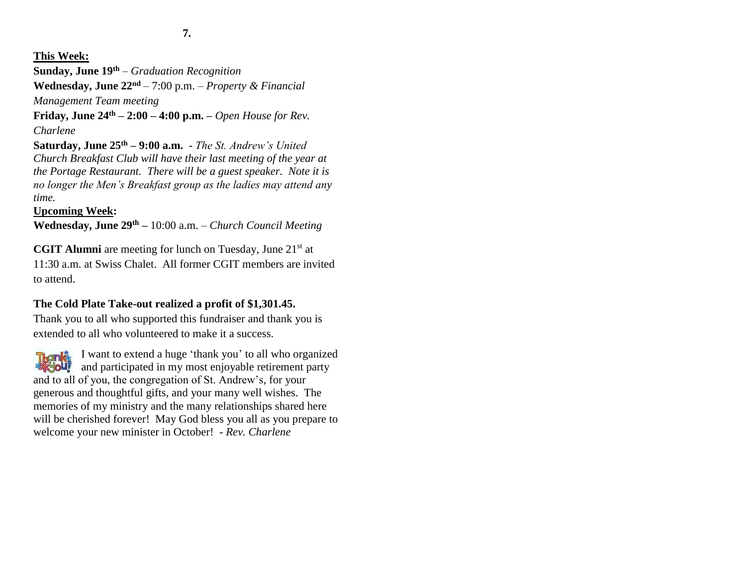**This Week:**

**Sunday, June 19th** – *Graduation Recognition*

**Wednesday, June 22nd** – 7:00 p.m. – *Property & Financial Management Team meeting*

**Friday, June 24th – 2:00 – 4:00 p.m. –** *Open House for Rev. Charlene*

**Saturday, June 25th – 9:00 a.m. -** *The St. Andrew's United Church Breakfast Club will have their last meeting of the year at the Portage Restaurant. There will be a guest speaker. Note it is no longer the Men's Breakfast group as the ladies may attend any time.*

**Upcoming Week:**

**Wednesday, June 29th –** 10:00 a.m. – *Church Council Meeting*

**CGIT Alumni** are meeting for lunch on Tuesday, June 21st at 11:30 a.m. at Swiss Chalet. All former CGIT members are invited to attend.

**The Cold Plate Take-out realized a profit of $1,301.45.**

Thank you to all who supported this fundraiser and thank you is extended to all who volunteered to make it a success.

I want to extend a huge 'thank you' to all who organized and participated in my most enjoyable retirement party and to all of you, the congregation of St. Andrew's, for your generous and thoughtful gifts, and your many well wishes. The memories of my ministry and the many relationships shared here will be cherished forever! May God bless you all as you prepare to welcome your new minister in October! - *Rev. Charlene*